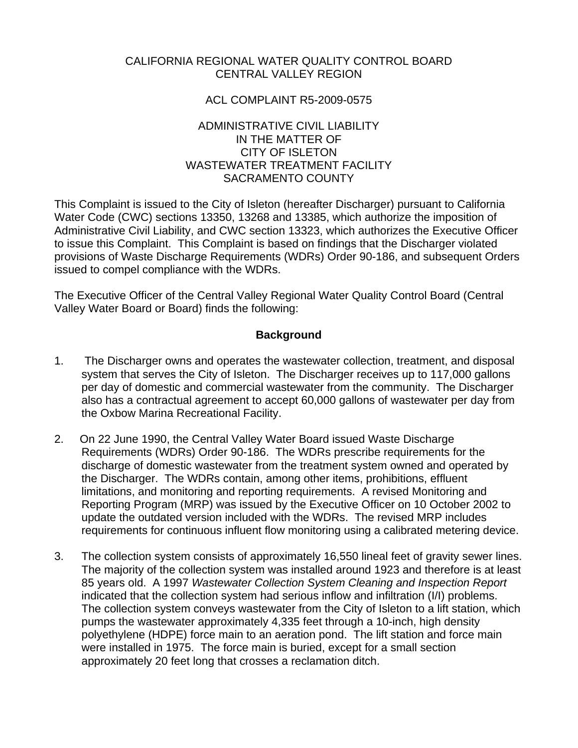CALIFORNIA REGIONAL WATER QUALITY CONTROL BOARD
CENTRAL VALLEY REGION

ACL COMPLAINT R5-2009-0575

ADMINISTRATIVE CIVIL LIABILITY
IN THE MATTER OF
CITY OF ISLETON
WASTEWATER TREATMENT FACILITY
SACRAMENTO COUNTY

This Complaint is issued to the City of Isleton (hereafter Discharger) pursuant to California Water Code (CWC) sections 13350, 13268 and 13385, which authorize the imposition of Administrative Civil Liability, and CWC section 13323, which authorizes the Executive Officer to issue this Complaint. This Complaint is based on findings that the Discharger violated provisions of Waste Discharge Requirements (WDRs) Order 90-186, and subsequent Orders issued to compel compliance with the WDRs.

The Executive Officer of the Central Valley Regional Water Quality Control Board (Central Valley Water Board or Board) finds the following:

## Background

1. The Discharger owns and operates the wastewater collection, treatment, and disposal system that serves the City of Isleton. The Discharger receives up to 117,000 gallons per day of domestic and commercial wastewater from the community. The Discharger also has a contractual agreement to accept 60,000 gallons of wastewater per day from the Oxbow Marina Recreational Facility.

2. On 22 June 1990, the Central Valley Water Board issued Waste Discharge Requirements (WDRs) Order 90-186. The WDRs prescribe requirements for the discharge of domestic wastewater from the treatment system owned and operated by the Discharger. The WDRs contain, among other items, prohibitions, effluent limitations, and monitoring and reporting requirements. A revised Monitoring and Reporting Program (MRP) was issued by the Executive Officer on 10 October 2002 to update the outdated version included with the WDRs. The revised MRP includes requirements for continuous influent flow monitoring using a calibrated metering device.

3. The collection system consists of approximately 16,550 lineal feet of gravity sewer lines. The majority of the collection system was installed around 1923 and therefore is at least 85 years old. A 1997 *Wastewater Collection System Cleaning and Inspection Report* indicated that the collection system had serious inflow and infiltration (I/I) problems. The collection system conveys wastewater from the City of Isleton to a lift station, which pumps the wastewater approximately 4,335 feet through a 10-inch, high density polyethylene (HDPE) force main to an aeration pond. The lift station and force main were installed in 1975. The force main is buried, except for a small section approximately 20 feet long that crosses a reclamation ditch.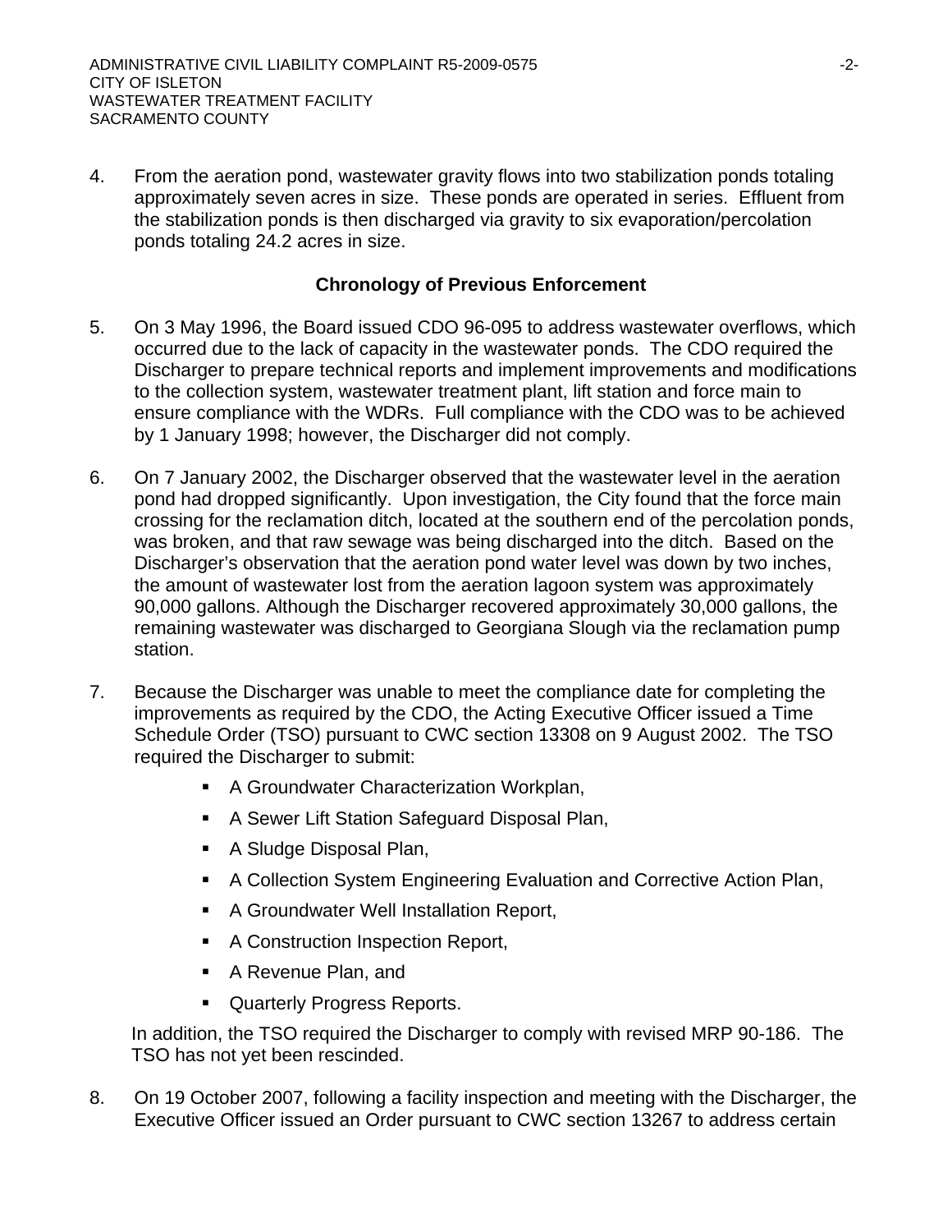4. From the aeration pond, wastewater gravity flows into two stabilization ponds totaling approximately seven acres in size. These ponds are operated in series. Effluent from the stabilization ponds is then discharged via gravity to six evaporation/percolation ponds totaling 24.2 acres in size.

**Chronology of Previous Enforcement**

5. On 3 May 1996, the Board issued CDO 96-095 to address wastewater overflows, which occurred due to the lack of capacity in the wastewater ponds. The CDO required the Discharger to prepare technical reports and implement improvements and modifications to the collection system, wastewater treatment plant, lift station and force main to ensure compliance with the WDRs. Full compliance with the CDO was to be achieved by 1 January 1998; however, the Discharger did not comply.

6. On 7 January 2002, the Discharger observed that the wastewater level in the aeration pond had dropped significantly. Upon investigation, the City found that the force main crossing for the reclamation ditch, located at the southern end of the percolation ponds, was broken, and that raw sewage was being discharged into the ditch. Based on the Discharger's observation that the aeration pond water level was down by two inches, the amount of wastewater lost from the aeration lagoon system was approximately 90,000 gallons. Although the Discharger recovered approximately 30,000 gallons, the remaining wastewater was discharged to Georgiana Slough via the reclamation pump station.

7. Because the Discharger was unable to meet the compliance date for completing the improvements as required by the CDO, the Acting Executive Officer issued a Time Schedule Order (TSO) pursuant to CWC section 13308 on 9 August 2002. The TSO required the Discharger to submit:

   - A Groundwater Characterization Workplan,
   - A Sewer Lift Station Safeguard Disposal Plan,
   - A Sludge Disposal Plan,
   - A Collection System Engineering Evaluation and Corrective Action Plan,
   - A Groundwater Well Installation Report,
   - A Construction Inspection Report,
   - A Revenue Plan, and
   - Quarterly Progress Reports.

   In addition, the TSO required the Discharger to comply with revised MRP 90-186. The TSO has not yet been rescinded.

8. On 19 October 2007, following a facility inspection and meeting with the Discharger, the Executive Officer issued an Order pursuant to CWC section 13267 to address certain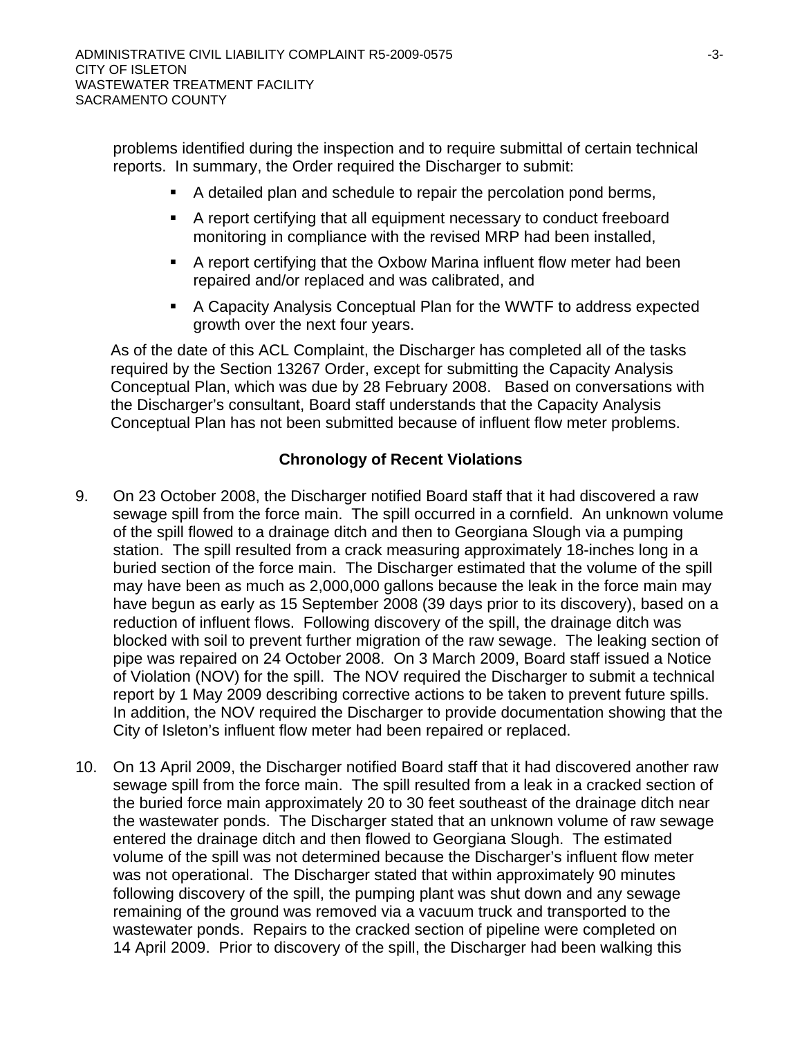problems identified during the inspection and to require submittal of certain technical reports. In summary, the Order required the Discharger to submit:

- A detailed plan and schedule to repair the percolation pond berms,
- A report certifying that all equipment necessary to conduct freeboard monitoring in compliance with the revised MRP had been installed,
- A report certifying that the Oxbow Marina influent flow meter had been repaired and/or replaced and was calibrated, and
- A Capacity Analysis Conceptual Plan for the WWTF to address expected growth over the next four years.

As of the date of this ACL Complaint, the Discharger has completed all of the tasks required by the Section 13267 Order, except for submitting the Capacity Analysis Conceptual Plan, which was due by 28 February 2008. Based on conversations with the Discharger's consultant, Board staff understands that the Capacity Analysis Conceptual Plan has not been submitted because of influent flow meter problems.

**Chronology of Recent Violations**

9. On 23 October 2008, the Discharger notified Board staff that it had discovered a raw sewage spill from the force main. The spill occurred in a cornfield. An unknown volume of the spill flowed to a drainage ditch and then to Georgiana Slough via a pumping station. The spill resulted from a crack measuring approximately 18-inches long in a buried section of the force main. The Discharger estimated that the volume of the spill may have been as much as 2,000,000 gallons because the leak in the force main may have begun as early as 15 September 2008 (39 days prior to its discovery), based on a reduction of influent flows. Following discovery of the spill, the drainage ditch was blocked with soil to prevent further migration of the raw sewage. The leaking section of pipe was repaired on 24 October 2008. On 3 March 2009, Board staff issued a Notice of Violation (NOV) for the spill. The NOV required the Discharger to submit a technical report by 1 May 2009 describing corrective actions to be taken to prevent future spills. In addition, the NOV required the Discharger to provide documentation showing that the City of Isleton's influent flow meter had been repaired or replaced.

10. On 13 April 2009, the Discharger notified Board staff that it had discovered another raw sewage spill from the force main. The spill resulted from a leak in a cracked section of the buried force main approximately 20 to 30 feet southeast of the drainage ditch near the wastewater ponds. The Discharger stated that an unknown volume of raw sewage entered the drainage ditch and then flowed to Georgiana Slough. The estimated volume of the spill was not determined because the Discharger's influent flow meter was not operational. The Discharger stated that within approximately 90 minutes following discovery of the spill, the pumping plant was shut down and any sewage remaining of the ground was removed via a vacuum truck and transported to the wastewater ponds. Repairs to the cracked section of pipeline were completed on 14 April 2009. Prior to discovery of the spill, the Discharger had been walking this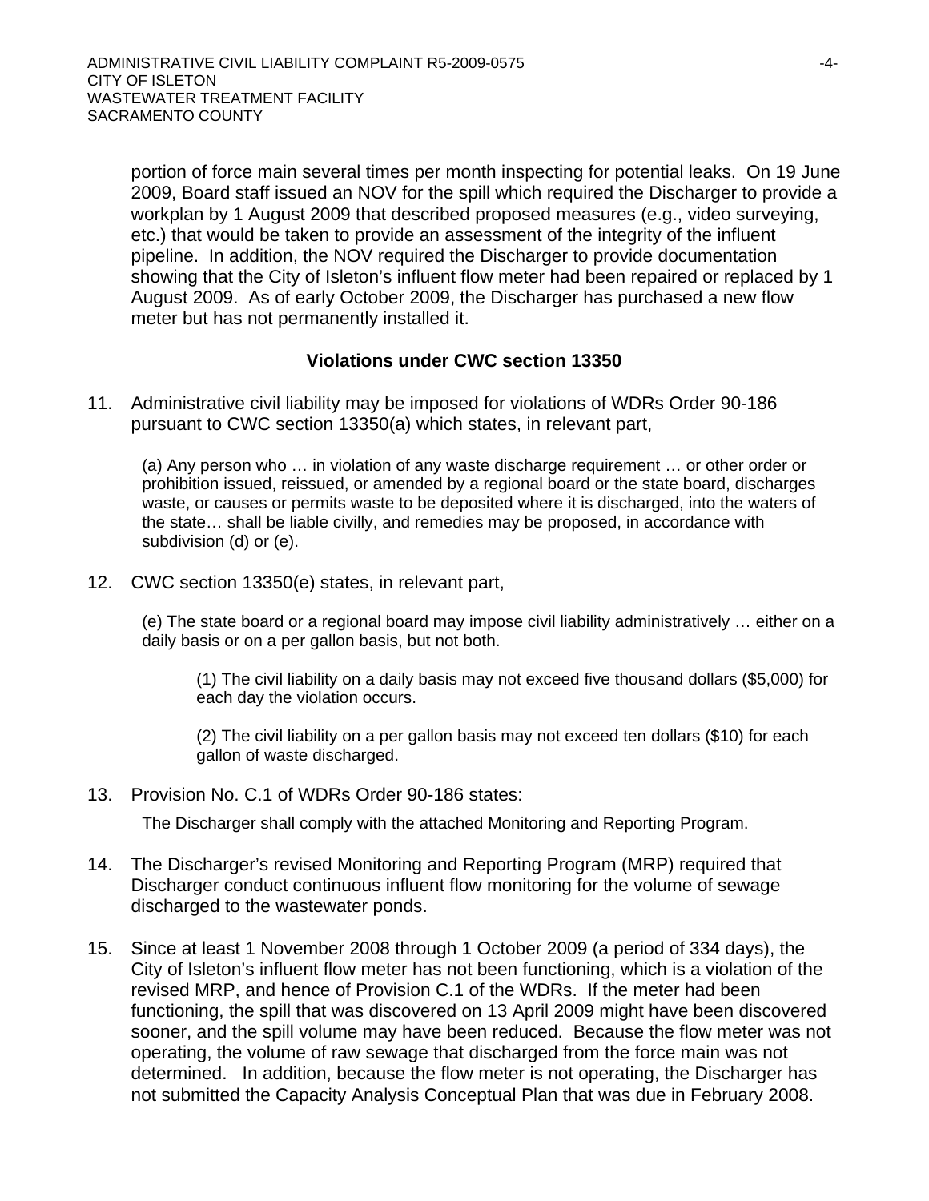portion of force main several times per month inspecting for potential leaks. On 19 June 2009, Board staff issued an NOV for the spill which required the Discharger to provide a workplan by 1 August 2009 that described proposed measures (e.g., video surveying, etc.) that would be taken to provide an assessment of the integrity of the influent pipeline. In addition, the NOV required the Discharger to provide documentation showing that the City of Isleton's influent flow meter had been repaired or replaced by 1 August 2009. As of early October 2009, the Discharger has purchased a new flow meter but has not permanently installed it.

**Violations under CWC section 13350**

11. Administrative civil liability may be imposed for violations of WDRs Order 90-186 pursuant to CWC section 13350(a) which states, in relevant part,

    (a) Any person who … in violation of any waste discharge requirement … or other order or prohibition issued, reissued, or amended by a regional board or the state board, discharges waste, or causes or permits waste to be deposited where it is discharged, into the waters of the state… shall be liable civilly, and remedies may be proposed, in accordance with subdivision (d) or (e).

12. CWC section 13350(e) states, in relevant part,

    (e) The state board or a regional board may impose civil liability administratively … either on a daily basis or on a per gallon basis, but not both.

        (1) The civil liability on a daily basis may not exceed five thousand dollars ($5,000) for each day the violation occurs.

        (2) The civil liability on a per gallon basis may not exceed ten dollars ($10) for each gallon of waste discharged.

13. Provision No. C.1 of WDRs Order 90-186 states:

    The Discharger shall comply with the attached Monitoring and Reporting Program.

14. The Discharger's revised Monitoring and Reporting Program (MRP) required that Discharger conduct continuous influent flow monitoring for the volume of sewage discharged to the wastewater ponds.

15. Since at least 1 November 2008 through 1 October 2009 (a period of 334 days), the City of Isleton's influent flow meter has not been functioning, which is a violation of the revised MRP, and hence of Provision C.1 of the WDRs. If the meter had been functioning, the spill that was discovered on 13 April 2009 might have been discovered sooner, and the spill volume may have been reduced. Because the flow meter was not operating, the volume of raw sewage that discharged from the force main was not determined. In addition, because the flow meter is not operating, the Discharger has not submitted the Capacity Analysis Conceptual Plan that was due in February 2008.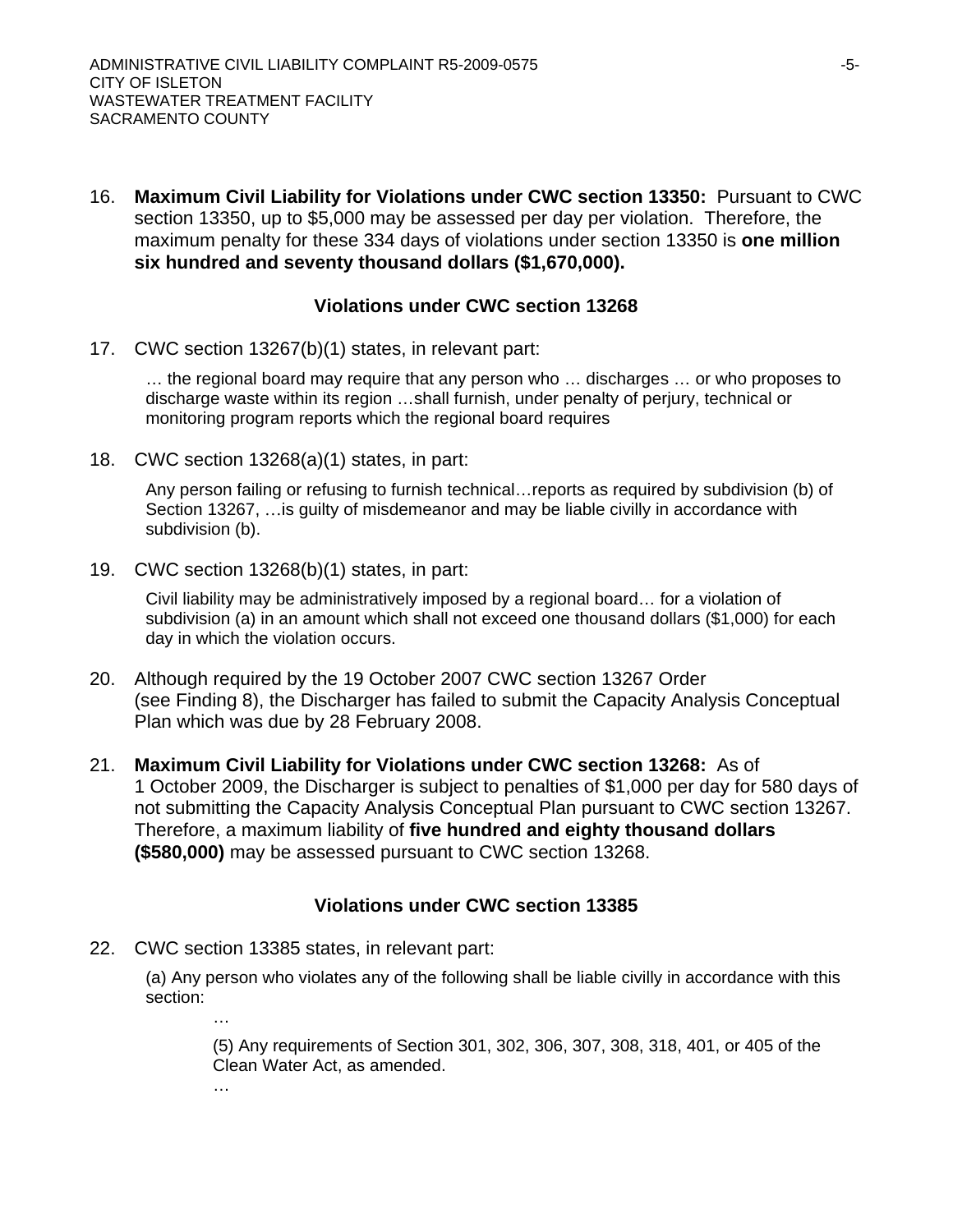16. **Maximum Civil Liability for Violations under CWC section 13350:** Pursuant to CWC section 13350, up to $5,000 may be assessed per day per violation. Therefore, the maximum penalty for these 334 days of violations under section 13350 is **one million six hundred and seventy thousand dollars ($1,670,000).**

### Violations under CWC section 13268

17. CWC section 13267(b)(1) states, in relevant part:

    … the regional board may require that any person who … discharges … or who proposes to discharge waste within its region …shall furnish, under penalty of perjury, technical or monitoring program reports which the regional board requires

18. CWC section 13268(a)(1) states, in part:

    Any person failing or refusing to furnish technical…reports as required by subdivision (b) of Section 13267, …is guilty of misdemeanor and may be liable civilly in accordance with subdivision (b).

19. CWC section 13268(b)(1) states, in part:

    Civil liability may be administratively imposed by a regional board… for a violation of subdivision (a) in an amount which shall not exceed one thousand dollars ($1,000) for each day in which the violation occurs.

20. Although required by the 19 October 2007 CWC section 13267 Order (see Finding 8), the Discharger has failed to submit the Capacity Analysis Conceptual Plan which was due by 28 February 2008.

21. **Maximum Civil Liability for Violations under CWC section 13268:** As of 1 October 2009, the Discharger is subject to penalties of $1,000 per day for 580 days of not submitting the Capacity Analysis Conceptual Plan pursuant to CWC section 13267. Therefore, a maximum liability of **five hundred and eighty thousand dollars ($580,000)** may be assessed pursuant to CWC section 13268.

### Violations under CWC section 13385

22. CWC section 13385 states, in relevant part:

    (a) Any person who violates any of the following shall be liable civilly in accordance with this section:

    …

    (5) Any requirements of Section 301, 302, 306, 307, 308, 318, 401, or 405 of the Clean Water Act, as amended.

    …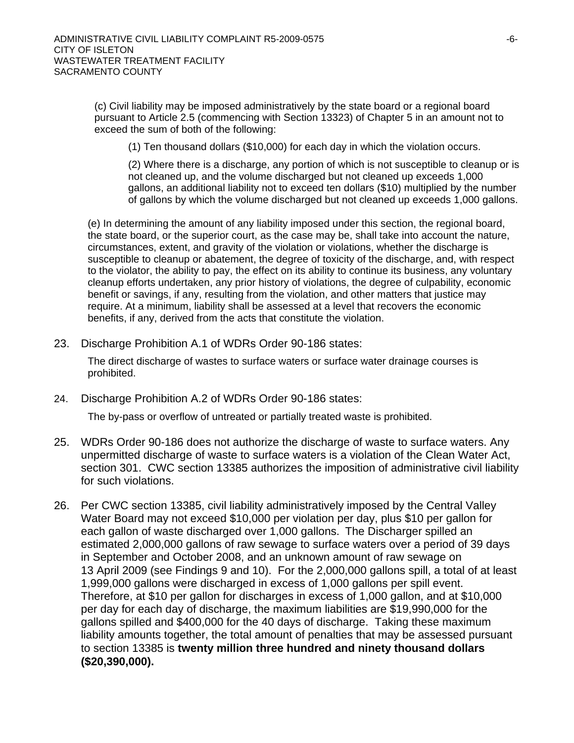(c) Civil liability may be imposed administratively by the state board or a regional board pursuant to Article 2.5 (commencing with Section 13323) of Chapter 5 in an amount not to exceed the sum of both of the following:

(1) Ten thousand dollars ($10,000) for each day in which the violation occurs.

(2) Where there is a discharge, any portion of which is not susceptible to cleanup or is not cleaned up, and the volume discharged but not cleaned up exceeds 1,000 gallons, an additional liability not to exceed ten dollars ($10) multiplied by the number of gallons by which the volume discharged but not cleaned up exceeds 1,000 gallons.

(e) In determining the amount of any liability imposed under this section, the regional board, the state board, or the superior court, as the case may be, shall take into account the nature, circumstances, extent, and gravity of the violation or violations, whether the discharge is susceptible to cleanup or abatement, the degree of toxicity of the discharge, and, with respect to the violator, the ability to pay, the effect on its ability to continue its business, any voluntary cleanup efforts undertaken, any prior history of violations, the degree of culpability, economic benefit or savings, if any, resulting from the violation, and other matters that justice may require. At a minimum, liability shall be assessed at a level that recovers the economic benefits, if any, derived from the acts that constitute the violation.

23. Discharge Prohibition A.1 of WDRs Order 90-186 states:

    The direct discharge of wastes to surface waters or surface water drainage courses is prohibited.

24. Discharge Prohibition A.2 of WDRs Order 90-186 states:

    The by-pass or overflow of untreated or partially treated waste is prohibited.

25. WDRs Order 90-186 does not authorize the discharge of waste to surface waters. Any unpermitted discharge of waste to surface waters is a violation of the Clean Water Act, section 301. CWC section 13385 authorizes the imposition of administrative civil liability for such violations.

26. Per CWC section 13385, civil liability administratively imposed by the Central Valley Water Board may not exceed $10,000 per violation per day, plus $10 per gallon for each gallon of waste discharged over 1,000 gallons. The Discharger spilled an estimated 2,000,000 gallons of raw sewage to surface waters over a period of 39 days in September and October 2008, and an unknown amount of raw sewage on 13 April 2009 (see Findings 9 and 10). For the 2,000,000 gallons spill, a total of at least 1,999,000 gallons were discharged in excess of 1,000 gallons per spill event. Therefore, at $10 per gallon for discharges in excess of 1,000 gallon, and at $10,000 per day for each day of discharge, the maximum liabilities are $19,990,000 for the gallons spilled and $400,000 for the 40 days of discharge. Taking these maximum liability amounts together, the total amount of penalties that may be assessed pursuant to section 13385 is **twenty million three hundred and ninety thousand dollars ($20,390,000).**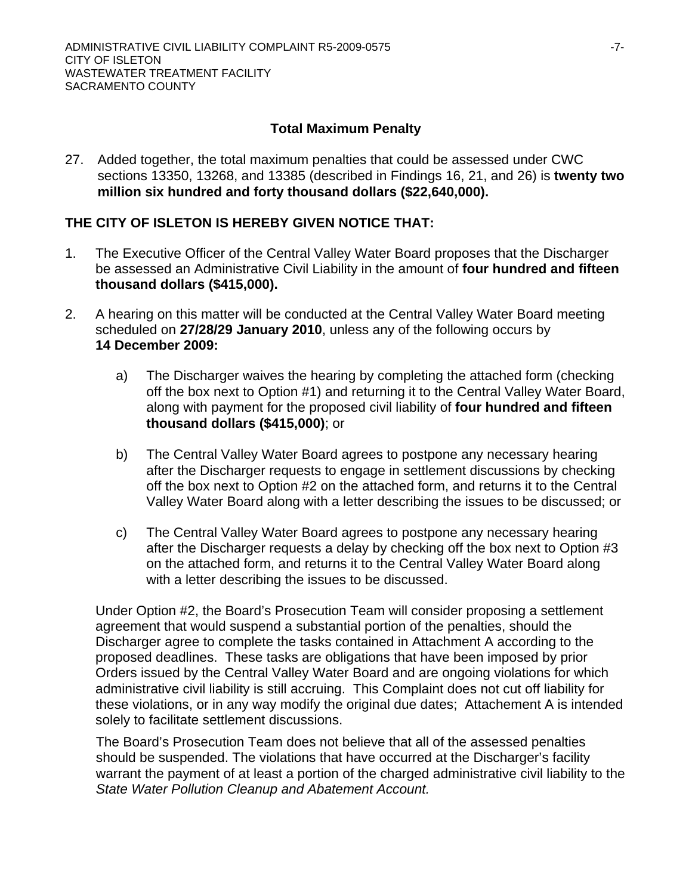## Total Maximum Penalty

27. Added together, the total maximum penalties that could be assessed under CWC sections 13350, 13268, and 13385 (described in Findings 16, 21, and 26) is **twenty two million six hundred and forty thousand dollars ($22,640,000).**

**THE CITY OF ISLETON IS HEREBY GIVEN NOTICE THAT:**

1. The Executive Officer of the Central Valley Water Board proposes that the Discharger be assessed an Administrative Civil Liability in the amount of **four hundred and fifteen thousand dollars ($415,000).**

2. A hearing on this matter will be conducted at the Central Valley Water Board meeting scheduled on **27/28/29 January 2010**, unless any of the following occurs by **14 December 2009:**

   a) The Discharger waives the hearing by completing the attached form (checking off the box next to Option #1) and returning it to the Central Valley Water Board, along with payment for the proposed civil liability of **four hundred and fifteen thousand dollars ($415,000)**; or

   b) The Central Valley Water Board agrees to postpone any necessary hearing after the Discharger requests to engage in settlement discussions by checking off the box next to Option #2 on the attached form, and returns it to the Central Valley Water Board along with a letter describing the issues to be discussed; or

   c) The Central Valley Water Board agrees to postpone any necessary hearing after the Discharger requests a delay by checking off the box next to Option #3 on the attached form, and returns it to the Central Valley Water Board along with a letter describing the issues to be discussed.

   Under Option #2, the Board's Prosecution Team will consider proposing a settlement agreement that would suspend a substantial portion of the penalties, should the Discharger agree to complete the tasks contained in Attachment A according to the proposed deadlines. These tasks are obligations that have been imposed by prior Orders issued by the Central Valley Water Board and are ongoing violations for which administrative civil liability is still accruing. This Complaint does not cut off liability for these violations, or in any way modify the original due dates; Attachement A is intended solely to facilitate settlement discussions.

   The Board's Prosecution Team does not believe that all of the assessed penalties should be suspended. The violations that have occurred at the Discharger's facility warrant the payment of at least a portion of the charged administrative civil liability to the *State Water Pollution Cleanup and Abatement Account.*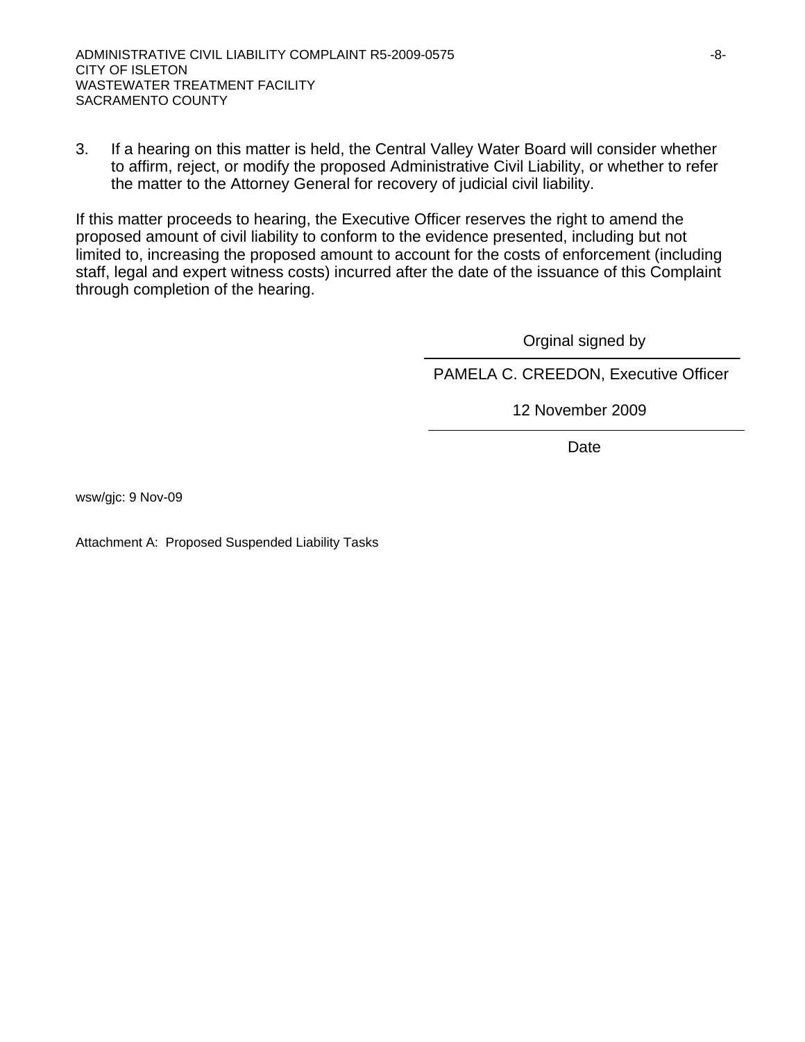3. If a hearing on this matter is held, the Central Valley Water Board will consider whether to affirm, reject, or modify the proposed Administrative Civil Liability, or whether to refer the matter to the Attorney General for recovery of judicial civil liability.

If this matter proceeds to hearing, the Executive Officer reserves the right to amend the proposed amount of civil liability to conform to the evidence presented, including but not limited to, increasing the proposed amount to account for the costs of enforcement (including staff, legal and expert witness costs) incurred after the date of the issuance of this Complaint through completion of the hearing.

Orginal signed by

PAMELA C. CREEDON, Executive Officer

12 November 2009

Date

wsw/gjc: 9 Nov-09

Attachment A: Proposed Suspended Liability Tasks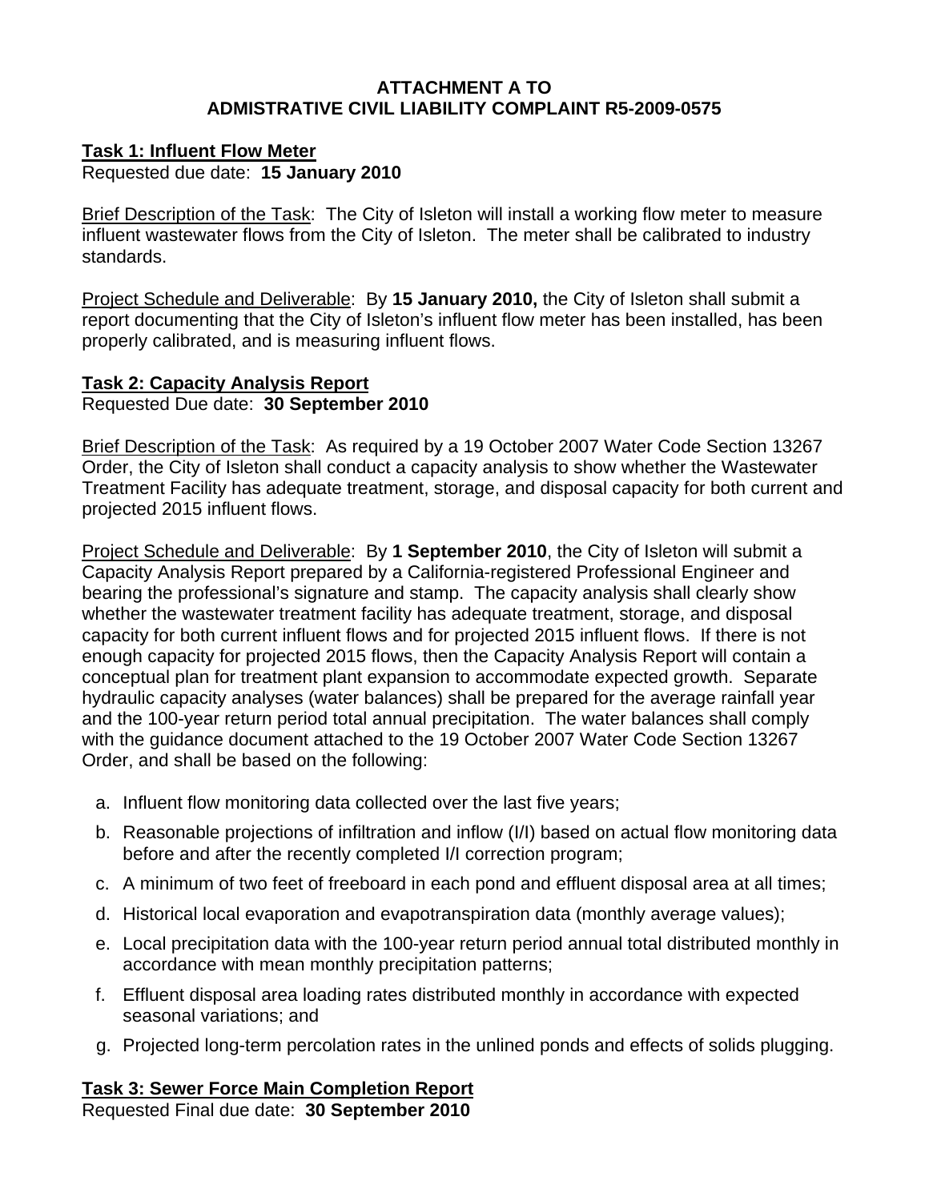**ATTACHMENT A TO**
**ADMISTRATIVE CIVIL LIABILITY COMPLAINT R5-2009-0575**

**Task 1: Influent Flow Meter**
Requested due date: **15 January 2010**

Brief Description of the Task: The City of Isleton will install a working flow meter to measure influent wastewater flows from the City of Isleton. The meter shall be calibrated to industry standards.

Project Schedule and Deliverable: By **15 January 2010,** the City of Isleton shall submit a report documenting that the City of Isleton's influent flow meter has been installed, has been properly calibrated, and is measuring influent flows.

**Task 2: Capacity Analysis Report**
Requested Due date: **30 September 2010**

Brief Description of the Task: As required by a 19 October 2007 Water Code Section 13267 Order, the City of Isleton shall conduct a capacity analysis to show whether the Wastewater Treatment Facility has adequate treatment, storage, and disposal capacity for both current and projected 2015 influent flows.

Project Schedule and Deliverable: By **1 September 2010**, the City of Isleton will submit a Capacity Analysis Report prepared by a California-registered Professional Engineer and bearing the professional's signature and stamp. The capacity analysis shall clearly show whether the wastewater treatment facility has adequate treatment, storage, and disposal capacity for both current influent flows and for projected 2015 influent flows. If there is not enough capacity for projected 2015 flows, then the Capacity Analysis Report will contain a conceptual plan for treatment plant expansion to accommodate expected growth. Separate hydraulic capacity analyses (water balances) shall be prepared for the average rainfall year and the 100-year return period total annual precipitation. The water balances shall comply with the guidance document attached to the 19 October 2007 Water Code Section 13267 Order, and shall be based on the following:

a. Influent flow monitoring data collected over the last five years;
b. Reasonable projections of infiltration and inflow (I/I) based on actual flow monitoring data before and after the recently completed I/I correction program;
c. A minimum of two feet of freeboard in each pond and effluent disposal area at all times;
d. Historical local evaporation and evapotranspiration data (monthly average values);
e. Local precipitation data with the 100-year return period annual total distributed monthly in accordance with mean monthly precipitation patterns;
f. Effluent disposal area loading rates distributed monthly in accordance with expected seasonal variations; and
g. Projected long-term percolation rates in the unlined ponds and effects of solids plugging.

**Task 3: Sewer Force Main Completion Report**
Requested Final due date: **30 September 2010**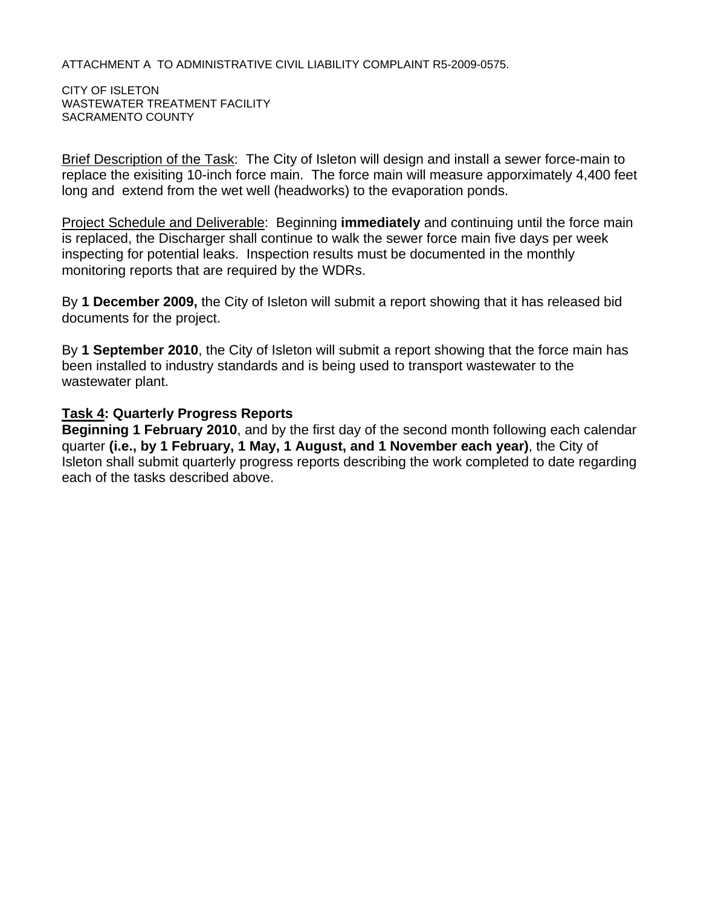ATTACHMENT A TO ADMINISTRATIVE CIVIL LIABILITY COMPLAINT R5-2009-0575.

CITY OF ISLETON
WASTEWATER TREATMENT FACILITY
SACRAMENTO COUNTY

Brief Description of the Task: The City of Isleton will design and install a sewer force-main to replace the exisiting 10-inch force main. The force main will measure apporximately 4,400 feet long and extend from the wet well (headworks) to the evaporation ponds.

Project Schedule and Deliverable: Beginning **immediately** and continuing until the force main is replaced, the Discharger shall continue to walk the sewer force main five days per week inspecting for potential leaks. Inspection results must be documented in the monthly monitoring reports that are required by the WDRs.

By **1 December 2009,** the City of Isleton will submit a report showing that it has released bid documents for the project.

By **1 September 2010**, the City of Isleton will submit a report showing that the force main has been installed to industry standards and is being used to transport wastewater to the wastewater plant.

**Task 4: Quarterly Progress Reports**

**Beginning 1 February 2010**, and by the first day of the second month following each calendar quarter **(i.e., by 1 February, 1 May, 1 August, and 1 November each year)**, the City of Isleton shall submit quarterly progress reports describing the work completed to date regarding each of the tasks described above.